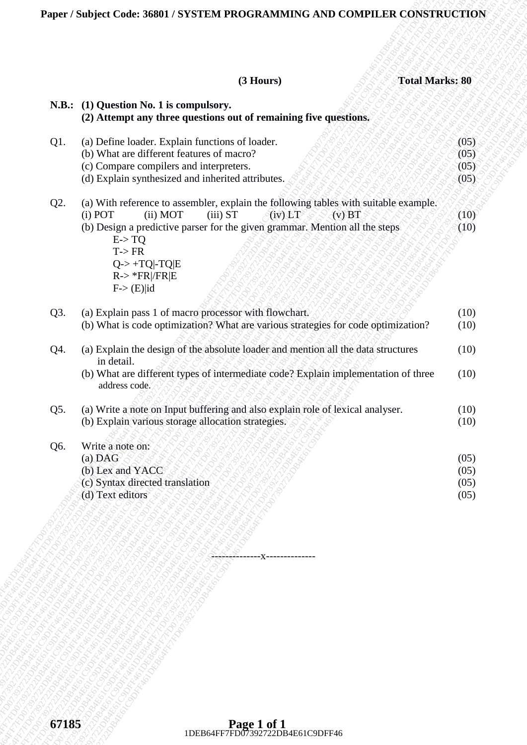**Paper / Subject Code: 36801 / SYSTEM PROGRAMMING AND COMPILER CONSTRUCTION**

**(3 Hours)** **Total Marks: 80**

**N.B.: (1) Question No. 1 is compulsory.**
**(2) Attempt any three questions out of remaining five questions.**

Q1. (a) Define loader. Explain functions of loader. (05)
(b) What are different features of macro? (05)
(c) Compare compilers and interpreters. (05)
(d) Explain synthesized and inherited attributes. (05)

Q2. (a) With reference to assembler, explain the following tables with suitable example.
(i) POT (ii) MOT (iii) ST (iv) LT (v) BT (10)
(b) Design a predictive parser for the given grammar. Mention all the steps (10)

E-> TQ
T-> FR
Q-> +TQ|-TQ|E
R-> *FR|/FR|E
F-> (E)|id

Q3. (a) Explain pass 1 of macro processor with flowchart. (10)
(b) What is code optimization? What are various strategies for code optimization? (10)

Q4. (a) Explain the design of the absolute loader and mention all the data structures in detail. (10)
(b) What are different types of intermediate code? Explain implementation of three address code. (10)

Q5. (a) Write a note on Input buffering and also explain role of lexical analyser. (10)
(b) Explain various storage allocation strategies. (10)

Q6. Write a note on:
(a) DAG (05)
(b) Lex and YACC (05)
(c) Syntax directed translation (05)
(d) Text editors (05)

--------------x--------------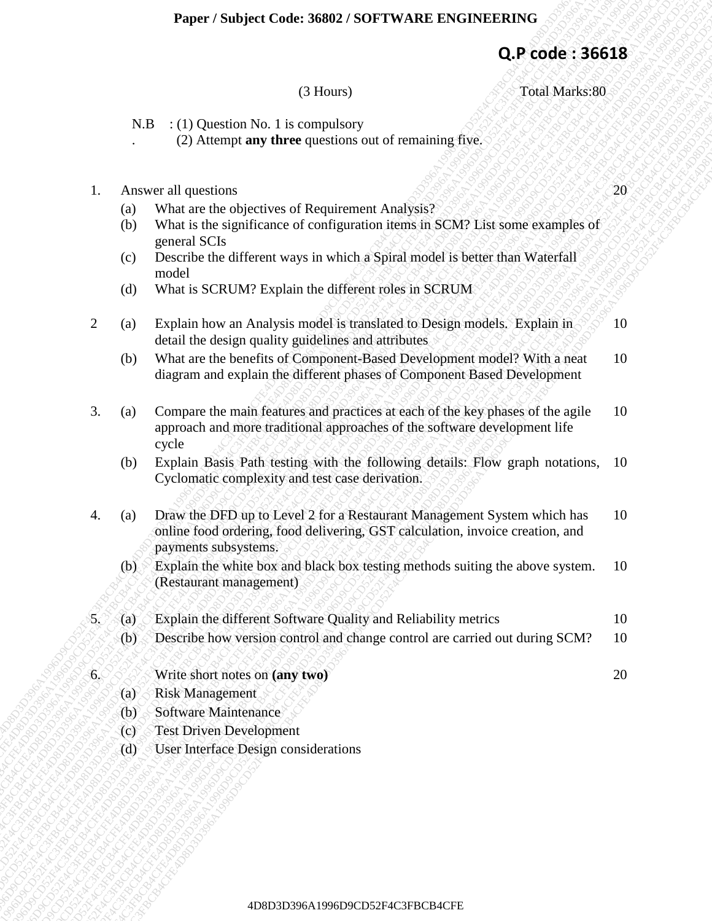**Paper / Subject Code: 36802 / SOFTWARE ENGINEERING**

**Q.P code : 36618**

(3 Hours) Total Marks:80

N.B : (1) Question No. 1 is compulsory
(2) Attempt **any three** questions out of remaining five.

1. Answer all questions — 20
   - (a) What are the objectives of Requirement Analysis?
   - (b) What is the significance of configuration items in SCM? List some examples of general SCIs
   - (c) Describe the different ways in which a Spiral model is better than Waterfall model
   - (d) What is SCRUM? Explain the different roles in SCRUM

2. (a) Explain how an Analysis model is translated to Design models. Explain in detail the design quality guidelines and attributes — 10
   (b) What are the benefits of Component-Based Development model? With a neat diagram and explain the different phases of Component Based Development — 10

3. (a) Compare the main features and practices at each of the key phases of the agile approach and more traditional approaches of the software development life cycle — 10
   (b) Explain Basis Path testing with the following details: Flow graph notations, Cyclomatic complexity and test case derivation. — 10

4. (a) Draw the DFD up to Level 2 for a Restaurant Management System which has online food ordering, food delivering, GST calculation, invoice creation, and payments subsystems. — 10
   (b) Explain the white box and black box testing methods suiting the above system. (Restaurant management) — 10

5. (a) Explain the different Software Quality and Reliability metrics — 10
   (b) Describe how version control and change control are carried out during SCM? — 10

6. Write short notes on **(any two)** — 20
   - (a) Risk Management
   - (b) Software Maintenance
   - (c) Test Driven Development
   - (d) User Interface Design considerations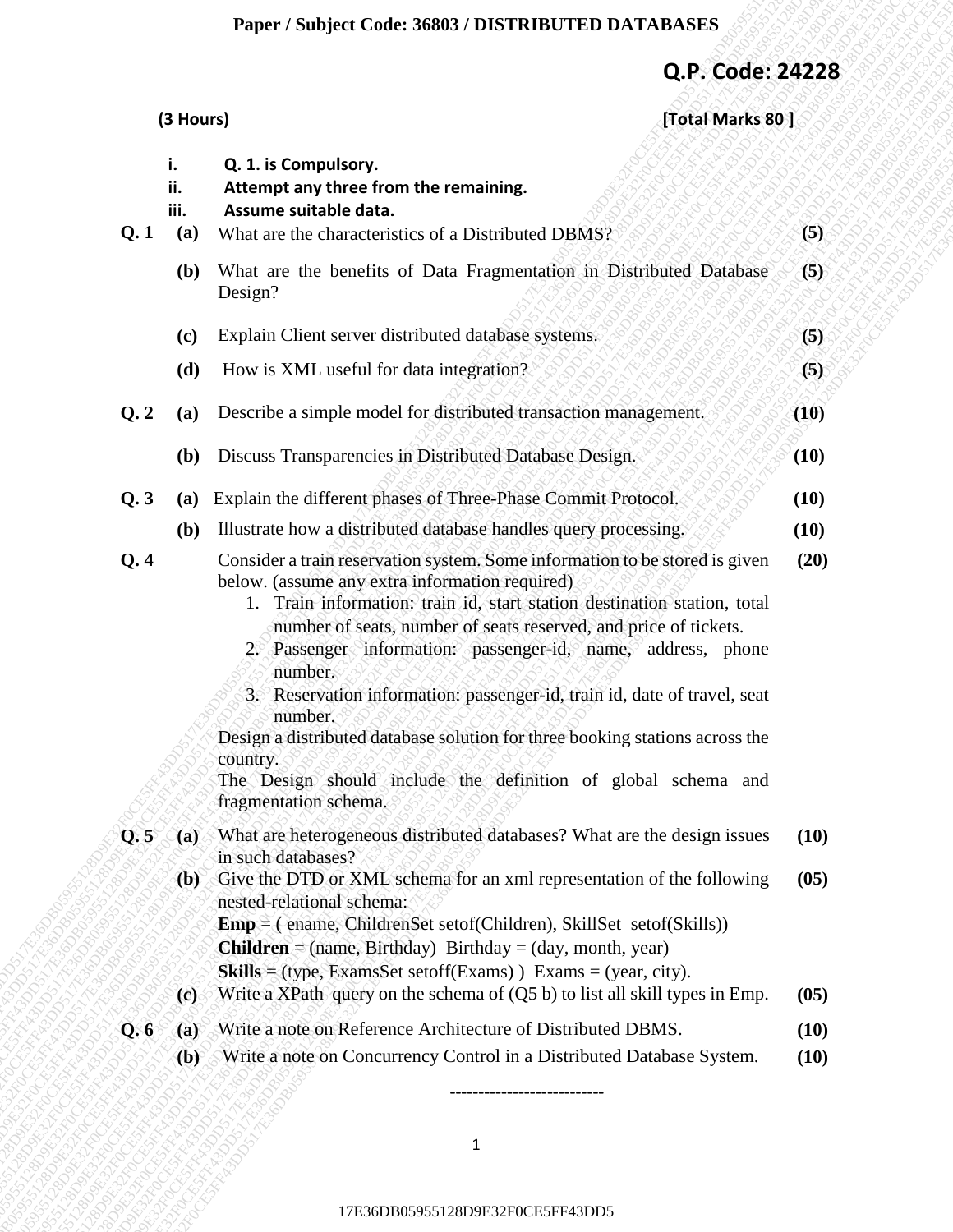**Paper / Subject Code: 36803 / DISTRIBUTED DATABASES**

**Q.P. Code: 24228**

**(3 Hours)** **[Total Marks 80 ]**

i. **Q. 1. is Compulsory.**
ii. **Attempt any three from the remaining.**
iii. **Assume suitable data.**

**Q. 1** **(a)** What are the characteristics of a Distributed DBMS? **(5)**

**(b)** What are the benefits of Data Fragmentation in Distributed Database Design? **(5)**

**(c)** Explain Client server distributed database systems. **(5)**

**(d)** How is XML useful for data integration? **(5)**

**Q. 2** **(a)** Describe a simple model for distributed transaction management. **(10)**

**(b)** Discuss Transparencies in Distributed Database Design. **(10)**

**Q. 3** **(a)** Explain the different phases of Three-Phase Commit Protocol. **(10)**

**(b)** Illustrate how a distributed database handles query processing. **(10)**

**Q. 4** Consider a train reservation system. Some information to be stored is given below. (assume any extra information required) **(20)**

1. Train information: train id, start station destination station, total number of seats, number of seats reserved, and price of tickets.
2. Passenger information: passenger-id, name, address, phone number.
3. Reservation information: passenger-id, train id, date of travel, seat number.

Design a distributed database solution for three booking stations across the country.
The Design should include the definition of global schema and fragmentation schema.

**Q. 5** **(a)** What are heterogeneous distributed databases? What are the design issues in such databases? **(10)**

**(b)** Give the DTD or XML schema for an xml representation of the following nested-relational schema: **(05)**
**Emp** = ( ename, ChildrenSet setof(Children), SkillSet setof(Skills))
**Children** = (name, Birthday) Birthday = (day, month, year)
**Skills** = (type, ExamsSet setoff(Exams) ) Exams = (year, city).

**(c)** Write a XPath query on the schema of (Q5 b) to list all skill types in Emp. **(05)**

**Q. 6** **(a)** Write a note on Reference Architecture of Distributed DBMS. **(10)**

**(b)** Write a note on Concurrency Control in a Distributed Database System. **(10)**

---------------------------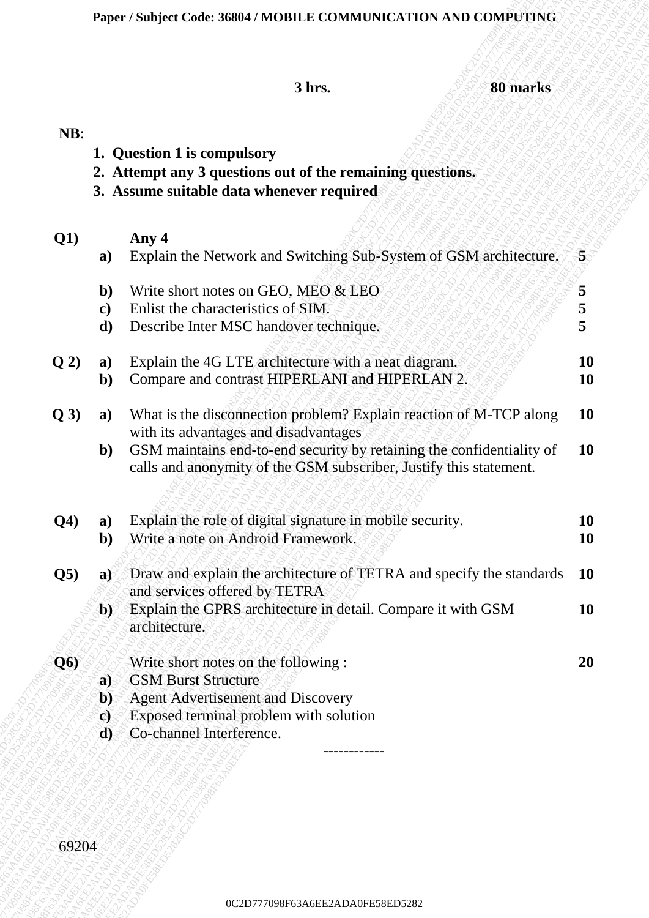**3 hrs.** **80 marks**

**NB**:

1. **Question 1 is compulsory**
2. **Attempt any 3 questions out of the remaining questions.**
3. **Assume suitable data whenever required**

| | | | |
|---|---|---|---|
| **Q1)** | | **Any 4** | |
| | **a)** | Explain the Network and Switching Sub-System of GSM architecture. | **5** |
| | **b)** | Write short notes on GEO, MEO & LEO | **5** |
| | **c)** | Enlist the characteristics of SIM. | **5** |
| | **d)** | Describe Inter MSC handover technique. | **5** |
| **Q 2)** | **a)** | Explain the 4G LTE architecture with a neat diagram. | **10** |
| | **b)** | Compare and contrast HIPERLANI and HIPERLAN 2. | **10** |
| **Q 3)** | **a)** | What is the disconnection problem? Explain reaction of M-TCP along with its advantages and disadvantages | **10** |
| | **b)** | GSM maintains end-to-end security by retaining the confidentiality of calls and anonymity of the GSM subscriber, Justify this statement. | **10** |
| **Q4)** | **a)** | Explain the role of digital signature in mobile security. | **10** |
| | **b)** | Write a note on Android Framework. | **10** |
| **Q5)** | **a)** | Draw and explain the architecture of TETRA and specify the standards and services offered by TETRA | **10** |
| | **b)** | Explain the GPRS architecture in detail. Compare it with GSM architecture. | **10** |
| **Q6)** | | Write short notes on the following : | **20** |
| | **a)** | GSM Burst Structure | |
| | **b)** | Agent Advertisement and Discovery | |
| | **c)** | Exposed terminal problem with solution | |
| | **d)** | Co-channel Interference. | |

------------